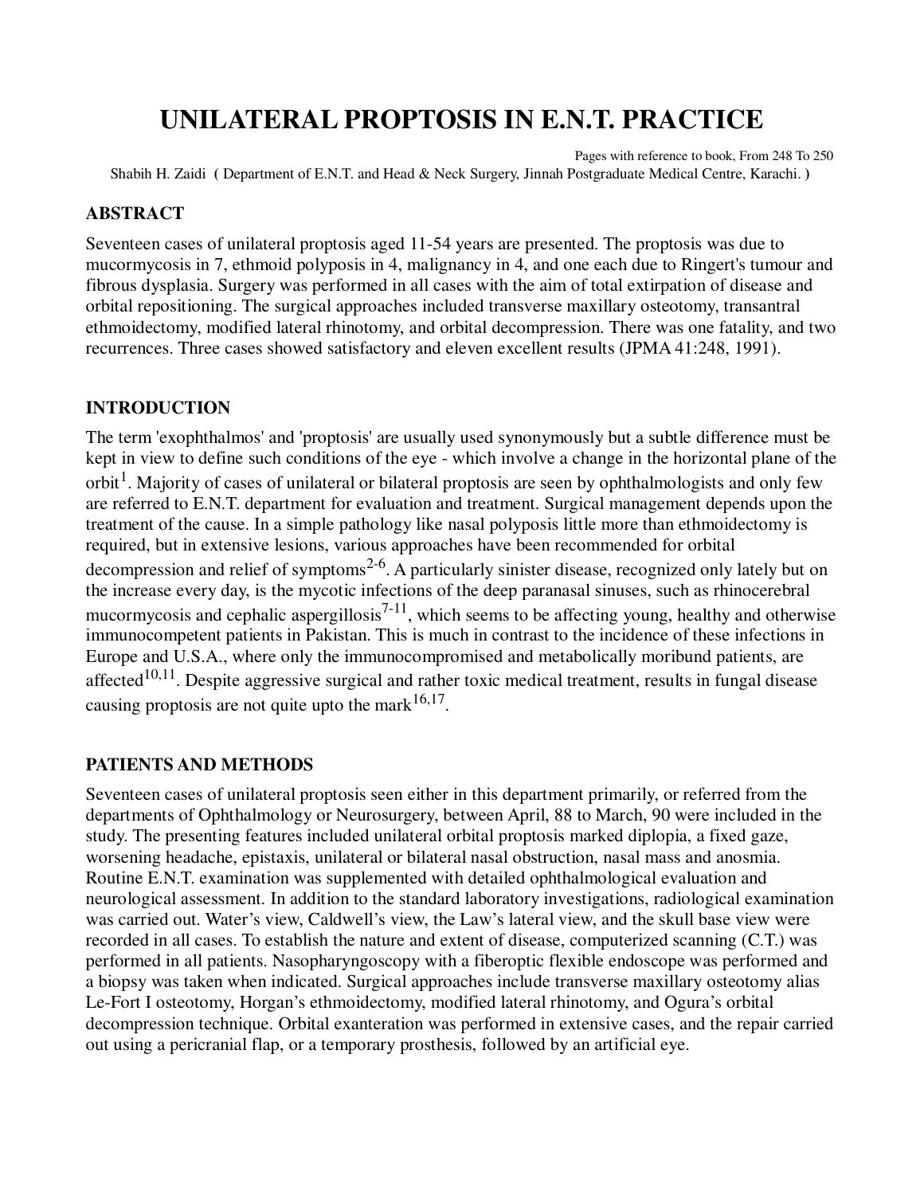# UNILATERAL PROPTOSIS IN E.N.T. PRACTICE

Pages with reference to book, From 248 To 250

Shabih H. Zaidi ( Department of E.N.T. and Head & Neck Surgery, Jinnah Postgraduate Medical Centre, Karachi. )

## ABSTRACT

Seventeen cases of unilateral proptosis aged 11-54 years are presented. The proptosis was due to mucormycosis in 7, ethmoid polyposis in 4, malignancy in 4, and one each due to Ringert's tumour and fibrous dysplasia. Surgery was performed in all cases with the aim of total extirpation of disease and orbital repositioning. The surgical approaches included transverse maxillary osteotomy, transantral ethmoidectomy, modified lateral rhinotomy, and orbital decompression. There was one fatality, and two recurrences. Three cases showed satisfactory and eleven excellent results (JPMA 41:248, 1991).

## INTRODUCTION

The term 'exophthalmos' and 'proptosis' are usually used synonymously but a subtle difference must be kept in view to define such conditions of the eye - which involve a change in the horizontal plane of the orbit[1]. Majority of cases of unilateral or bilateral proptosis are seen by ophthalmologists and only few are referred to E.N.T. department for evaluation and treatment. Surgical management depends upon the treatment of the cause. In a simple pathology like nasal polyposis little more than ethmoidectomy is required, but in extensive lesions, various approaches have been recommended for orbital decompression and relief of symptoms[2-6]. A particularly sinister disease, recognized only lately but on the increase every day, is the mycotic infections of the deep paranasal sinuses, such as rhinocerebral mucormycosis and cephalic aspergillosis[7-11], which seems to be affecting young, healthy and otherwise immunocompetent patients in Pakistan. This is much in contrast to the incidence of these infections in Europe and U.S.A., where only the immunocompromised and metabolically moribund patients, are affected[10,11]. Despite aggressive surgical and rather toxic medical treatment, results in fungal disease causing proptosis are not quite upto the mark[16,17].

## PATIENTS AND METHODS

Seventeen cases of unilateral proptosis seen either in this department primarily, or referred from the departments of Ophthalmology or Neurosurgery, between April, 88 to March, 90 were included in the study. The presenting features included unilateral orbital proptosis marked diplopia, a fixed gaze, worsening headache, epistaxis, unilateral or bilateral nasal obstruction, nasal mass and anosmia. Routine E.N.T. examination was supplemented with detailed ophthalmological evaluation and neurological assessment. In addition to the standard laboratory investigations, radiological examination was carried out. Water's view, Caldwell's view, the Law's lateral view, and the skull base view were recorded in all cases. To establish the nature and extent of disease, computerized scanning (C.T.) was performed in all patients. Nasopharyngoscopy with a fiberoptic flexible endoscope was performed and a biopsy was taken when indicated. Surgical approaches include transverse maxillary osteotomy alias Le-Fort I osteotomy, Horgan's ethmoidectomy, modified lateral rhinotomy, and Ogura's orbital decompression technique. Orbital exanteration was performed in extensive cases, and the repair carried out using a pericranial flap, or a temporary prosthesis, followed by an artificial eye.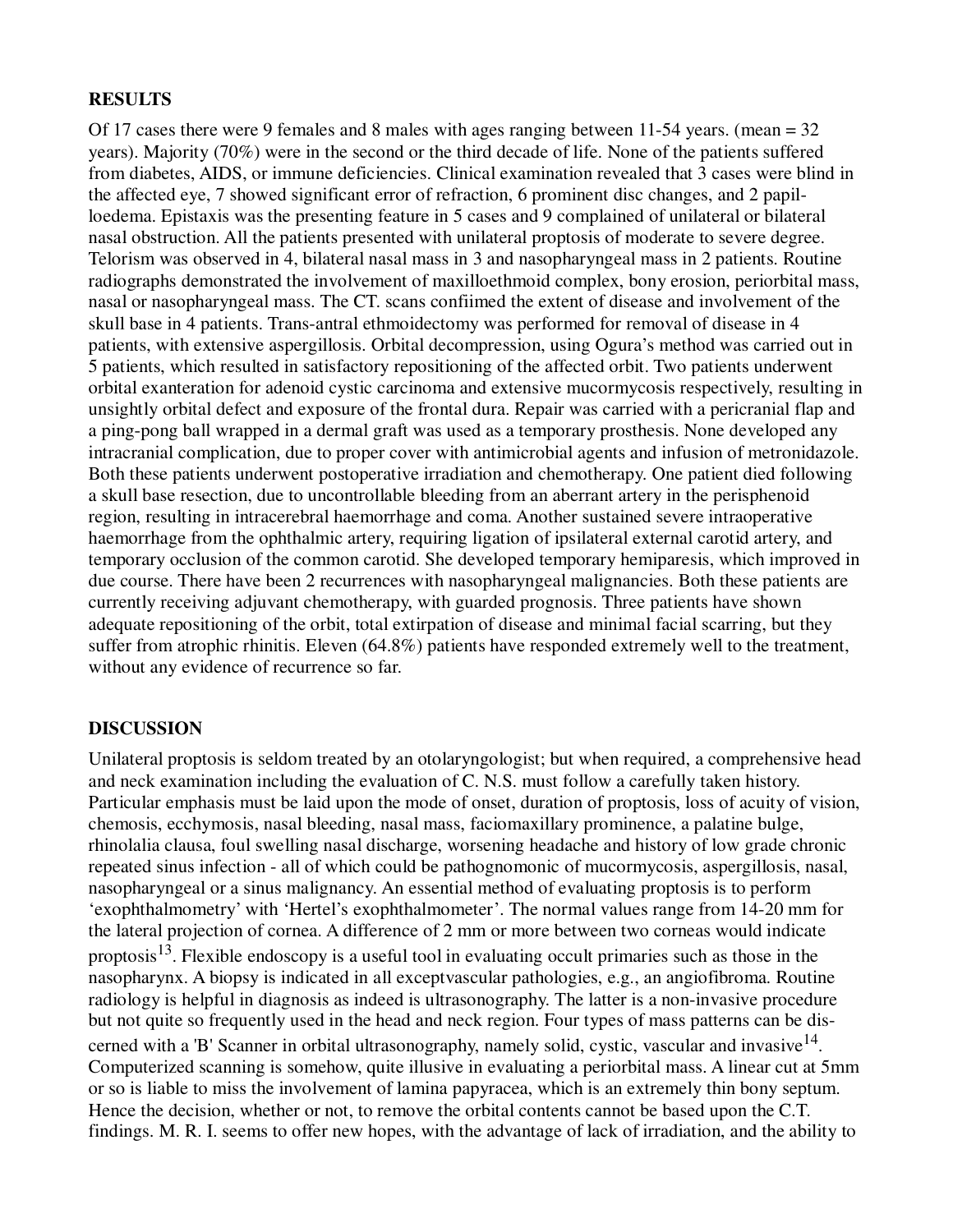## RESULTS

Of 17 cases there were 9 females and 8 males with ages ranging between 11-54 years. (mean = 32 years). Majority (70%) were in the second or the third decade of life. None of the patients suffered from diabetes, AIDS, or immune deficiencies. Clinical examination revealed that 3 cases were blind in the affected eye, 7 showed significant error of refraction, 6 prominent disc changes, and 2 papilloedema. Epistaxis was the presenting feature in 5 cases and 9 complained of unilateral or bilateral nasal obstruction. All the patients presented with unilateral proptosis of moderate to severe degree. Telorism was observed in 4, bilateral nasal mass in 3 and nasopharyngeal mass in 2 patients. Routine radiographs demonstrated the involvement of maxilloethmoid complex, bony erosion, periorbital mass, nasal or nasopharyngeal mass. The CT. scans confiimed the extent of disease and involvement of the skull base in 4 patients. Trans-antral ethmoidectomy was performed for removal of disease in 4 patients, with extensive aspergillosis. Orbital decompression, using Ogura's method was carried out in 5 patients, which resulted in satisfactory repositioning of the affected orbit. Two patients underwent orbital exanteration for adenoid cystic carcinoma and extensive mucormycosis respectively, resulting in unsightly orbital defect and exposure of the frontal dura. Repair was carried with a pericranial flap and a ping-pong ball wrapped in a dermal graft was used as a temporary prosthesis. None developed any intracranial complication, due to proper cover with antimicrobial agents and infusion of metronidazole. Both these patients underwent postoperative irradiation and chemotherapy. One patient died following a skull base resection, due to uncontrollable bleeding from an aberrant artery in the perisphenoid region, resulting in intracerebral haemorrhage and coma. Another sustained severe intraoperative haemorrhage from the ophthalmic artery, requiring ligation of ipsilateral external carotid artery, and temporary occlusion of the common carotid. She developed temporary hemiparesis, which improved in due course. There have been 2 recurrences with nasopharyngeal malignancies. Both these patients are currently receiving adjuvant chemotherapy, with guarded prognosis. Three patients have shown adequate repositioning of the orbit, total extirpation of disease and minimal facial scarring, but they suffer from atrophic rhinitis. Eleven (64.8%) patients have responded extremely well to the treatment, without any evidence of recurrence so far.

## DISCUSSION

Unilateral proptosis is seldom treated by an otolaryngologist; but when required, a comprehensive head and neck examination including the evaluation of C. N.S. must follow a carefully taken history. Particular emphasis must be laid upon the mode of onset, duration of proptosis, loss of acuity of vision, chemosis, ecchymosis, nasal bleeding, nasal mass, faciomaxillary prominence, a palatine bulge, rhinolalia clausa, foul swelling nasal discharge, worsening headache and history of low grade chronic repeated sinus infection - all of which could be pathognomonic of mucormycosis, aspergillosis, nasal, nasopharyngeal or a sinus malignancy. An essential method of evaluating proptosis is to perform 'exophthalmometry' with 'Hertel's exophthalmometer'. The normal values range from 14-20 mm for the lateral projection of cornea. A difference of 2 mm or more between two corneas would indicate proptosis[13]. Flexible endoscopy is a useful tool in evaluating occult primaries such as those in the nasopharynx. A biopsy is indicated in all exceptvascular pathologies, e.g., an angiofibroma. Routine radiology is helpful in diagnosis as indeed is ultrasonography. The latter is a non-invasive procedure but not quite so frequently used in the head and neck region. Four types of mass patterns can be discerned with a 'B' Scanner in orbital ultrasonography, namely solid, cystic, vascular and invasive[14]. Computerized scanning is somehow, quite illusive in evaluating a periorbital mass. A linear cut at 5mm or so is liable to miss the involvement of lamina papyracea, which is an extremely thin bony septum. Hence the decision, whether or not, to remove the orbital contents cannot be based upon the C.T. findings. M. R. I. seems to offer new hopes, with the advantage of lack of irradiation, and the ability to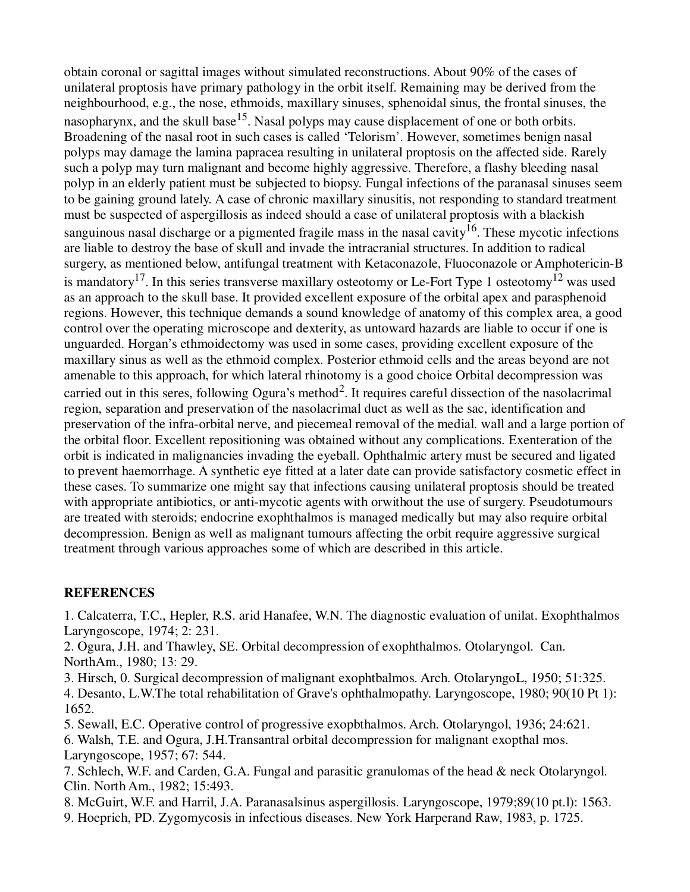obtain coronal or sagittal images without simulated reconstructions. About 90% of the cases of unilateral proptosis have primary pathology in the orbit itself. Remaining may be derived from the neighbourhood, e.g., the nose, ethmoids, maxillary sinuses, sphenoidal sinus, the frontal sinuses, the nasopharynx, and the skull base[15]. Nasal polyps may cause displacement of one or both orbits. Broadening of the nasal root in such cases is called 'Telorism'. However, sometimes benign nasal polyps may damage the lamina papracea resulting in unilateral proptosis on the affected side. Rarely such a polyp may turn malignant and become highly aggressive. Therefore, a flashy bleeding nasal polyp in an elderly patient must be subjected to biopsy. Fungal infections of the paranasal sinuses seem to be gaining ground lately. A case of chronic maxillary sinusitis, not responding to standard treatment must be suspected of aspergillosis as indeed should a case of unilateral proptosis with a blackish sanguinous nasal discharge or a pigmented fragile mass in the nasal cavity[16]. These mycotic infections are liable to destroy the base of skull and invade the intracranial structures. In addition to radical surgery, as mentioned below, antifungal treatment with Ketaconazole, Fluoconazole or Amphotericin-B is mandatory[17]. In this series transverse maxillary osteotomy or Le-Fort Type 1 osteotomy[12] was used as an approach to the skull base. It provided excellent exposure of the orbital apex and parasphenoid regions. However, this technique demands a sound knowledge of anatomy of this complex area, a good control over the operating microscope and dexterity, as untoward hazards are liable to occur if one is unguarded. Horgan's ethmoidectomy was used in some cases, providing excellent exposure of the maxillary sinus as well as the ethmoid complex. Posterior ethmoid cells and the areas beyond are not amenable to this approach, for which lateral rhinotomy is a good choice Orbital decompression was carried out in this seres, following Ogura's method[2]. It requires careful dissection of the nasolacrimal region, separation and preservation of the nasolacrimal duct as well as the sac, identification and preservation of the infra-orbital nerve, and piecemeal removal of the medial. wall and a large portion of the orbital floor. Excellent repositioning was obtained without any complications. Exenteration of the orbit is indicated in malignancies invading the eyeball. Ophthalmic artery must be secured and ligated to prevent haemorrhage. A synthetic eye fitted at a later date can provide satisfactory cosmetic effect in these cases. To summarize one might say that infections causing unilateral proptosis should be treated with appropriate antibiotics, or anti-mycotic agents with orwithout the use of surgery. Pseudotumours are treated with steroids; endocrine exophthalmos is managed medically but may also require orbital decompression. Benign as well as malignant tumours affecting the orbit require aggressive surgical treatment through various approaches some of which are described in this article.

## REFERENCES

1. Calcaterra, T.C., Hepler, R.S. arid Hanafee, W.N. The diagnostic evaluation of unilat. Exophthalmos Laryngoscope, 1974; 2: 231.
2. Ogura, J.H. and Thawley, SE. Orbital decompression of exophthalmos. Otolaryngol. Can. NorthAm., 1980; 13: 29.
3. Hirsch, 0. Surgical decompression of malignant exophtbalmos. Arch. OtolaryngoL, 1950; 51:325.
4. Desanto, L.W.The total rehabilitation of Grave's ophthalmopathy. Laryngoscope, 1980; 90(10 Pt 1): 1652.
5. Sewall, E.C. Operative control of progressive exopbthalmos. Arch. Otolaryngol, 1936; 24:621.
6. Walsh, T.E. and Ogura, J.H.Transantral orbital decompression for malignant exopthal mos. Laryngoscope, 1957; 67: 544.
7. Schlech, W.F. and Carden, G.A. Fungal and parasitic granulomas of the head & neck Otolaryngol. Clin. North Am., 1982; 15:493.
8. McGuirt, W.F. and Harril, J.A. Paranasalsinus aspergillosis. Laryngoscope, 1979;89(10 pt.l): 1563.
9. Hoeprich, PD. Zygomycosis in infectious diseases. New York Harperand Raw, 1983, p. 1725.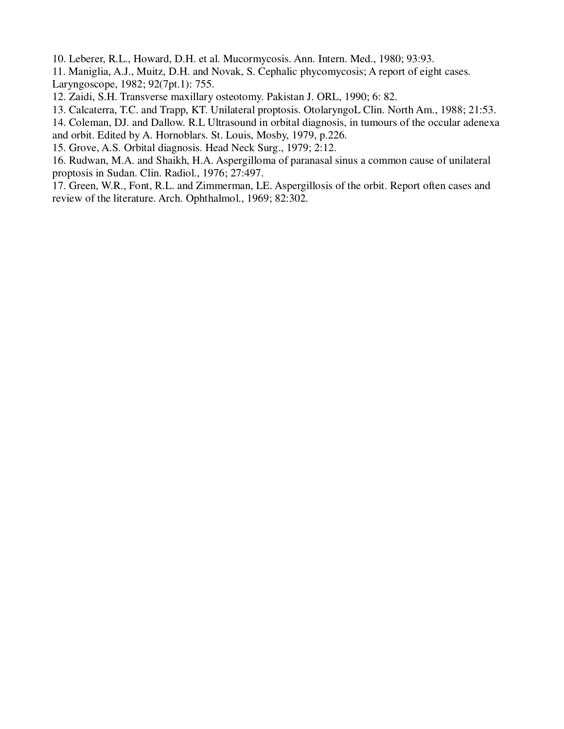10. Leberer, R.L., Howard, D.H. et al. Mucormycosis. Ann. Intern. Med., 1980; 93:93.
11. Maniglia, A.J., Muitz, D.H. and Novak, S. Cephalic phycomycosis; A report of eight cases. Laryngoscope, 1982; 92(7pt.1): 755.
12. Zaidi, S.H. Transverse maxillary osteotomy. Pakistan J. ORL, 1990; 6: 82.
13. Calcaterra, T.C. and Trapp, KT. Unilateral proptosis. OtolaryngoL Clin. North Am., 1988; 21:53.
14. Coleman, DJ. and Dallow. R.L Ultrasound in orbital diagnosis, in tumours of the occular adenexa and orbit. Edited by A. Hornoblars. St. Louis, Mosby, 1979, p.226.
15. Grove, A.S. Orbital diagnosis. Head Neck Surg., 1979; 2:12.
16. Rudwan, M.A. and Shaikh, H.A. Aspergilloma of paranasal sinus a common cause of unilateral proptosis in Sudan. Clin. Radiol., 1976; 27:497.
17. Green, W.R., Font, R.L. and Zimmerman, LE. Aspergillosis of the orbit. Report often cases and review of the literature. Arch. Ophthalmol., 1969; 82:302.